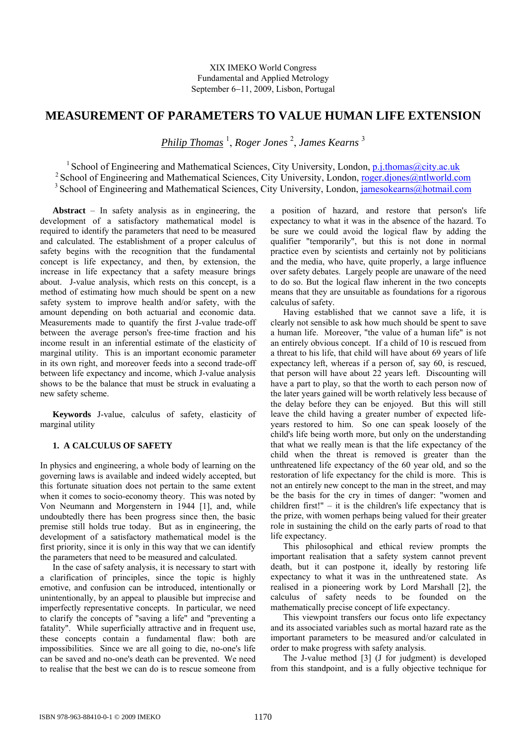XIX IMEKO World Congress
Fundamental and Applied Metrology
September 6−11, 2009, Lisbon, Portugal

# MEASUREMENT OF PARAMETERS TO VALUE HUMAN LIFE EXTENSION

*Philip Thomas* [1], *Roger Jones* [2], *James Kearns* [3]

[1] School of Engineering and Mathematical Sciences, City University, London, p.j.thomas@city.ac.uk
[2] School of Engineering and Mathematical Sciences, City University, London, roger.djones@ntlworld.com
[3] School of Engineering and Mathematical Sciences, City University, London, jamesokearns@hotmail.com

**Abstract** – In safety analysis as in engineering, the development of a satisfactory mathematical model is required to identify the parameters that need to be measured and calculated. The establishment of a proper calculus of safety begins with the recognition that the fundamental concept is life expectancy, and then, by extension, the increase in life expectancy that a safety measure brings about. J-value analysis, which rests on this concept, is a method of estimating how much should be spent on a new safety system to improve health and/or safety, with the amount depending on both actuarial and economic data. Measurements made to quantify the first J-value trade-off between the average person's free-time fraction and his income result in an inferential estimate of the elasticity of marginal utility. This is an important economic parameter in its own right, and moreover feeds into a second trade-off between life expectancy and income, which J-value analysis shows to be the balance that must be struck in evaluating a new safety scheme.

**Keywords** J-value, calculus of safety, elasticity of marginal utility

## 1. A CALCULUS OF SAFETY

In physics and engineering, a whole body of learning on the governing laws is available and indeed widely accepted, but this fortunate situation does not pertain to the same extent when it comes to socio-economy theory. This was noted by Von Neumann and Morgenstern in 1944 [1], and, while undoubtedly there has been progress since then, the basic premise still holds true today. But as in engineering, the development of a satisfactory mathematical model is the first priority, since it is only in this way that we can identify the parameters that need to be measured and calculated.

In the case of safety analysis, it is necessary to start with a clarification of principles, since the topic is highly emotive, and confusion can be introduced, intentionally or unintentionally, by an appeal to plausible but imprecise and imperfectly representative concepts. In particular, we need to clarify the concepts of "saving a life" and "preventing a fatality". While superficially attractive and in frequent use, these concepts contain a fundamental flaw: both are impossibilities. Since we are all going to die, no-one's life can be saved and no-one's death can be prevented. We need to realise that the best we can do is to rescue someone from a position of hazard, and restore that person's life expectancy to what it was in the absence of the hazard. To be sure we could avoid the logical flaw by adding the qualifier "temporarily", but this is not done in normal practice even by scientists and certainly not by politicians and the media, who have, quite properly, a large influence over safety debates. Largely people are unaware of the need to do so. But the logical flaw inherent in the two concepts means that they are unsuitable as foundations for a rigorous calculus of safety.

Having established that we cannot save a life, it is clearly not sensible to ask how much should be spent to save a human life. Moreover, "the value of a human life" is not an entirely obvious concept. If a child of 10 is rescued from a threat to his life, that child will have about 69 years of life expectancy left, whereas if a person of, say 60, is rescued, that person will have about 22 years left. Discounting will have a part to play, so that the worth to each person now of the later years gained will be worth relatively less because of the delay before they can be enjoyed. But this will still leave the child having a greater number of expected life-years restored to him. So one can speak loosely of the child's life being worth more, but only on the understanding that what we really mean is that the life expectancy of the child when the threat is removed is greater than the unthreatened life expectancy of the 60 year old, and so the restoration of life expectancy for the child is more. This is not an entirely new concept to the man in the street, and may be the basis for the cry in times of danger: "women and children first!" – it is the children's life expectancy that is the prize, with women perhaps being valued for their greater role in sustaining the child on the early parts of road to that life expectancy.

This philosophical and ethical review prompts the important realisation that a safety system cannot prevent death, but it can postpone it, ideally by restoring life expectancy to what it was in the unthreatened state. As realised in a pioneering work by Lord Marshall [2], the calculus of safety needs to be founded on the mathematically precise concept of life expectancy.

This viewpoint transfers our focus onto life expectancy and its associated variables such as mortal hazard rate as the important parameters to be measured and/or calculated in order to make progress with safety analysis.

The J-value method [3] (J for judgment) is developed from this standpoint, and is a fully objective technique for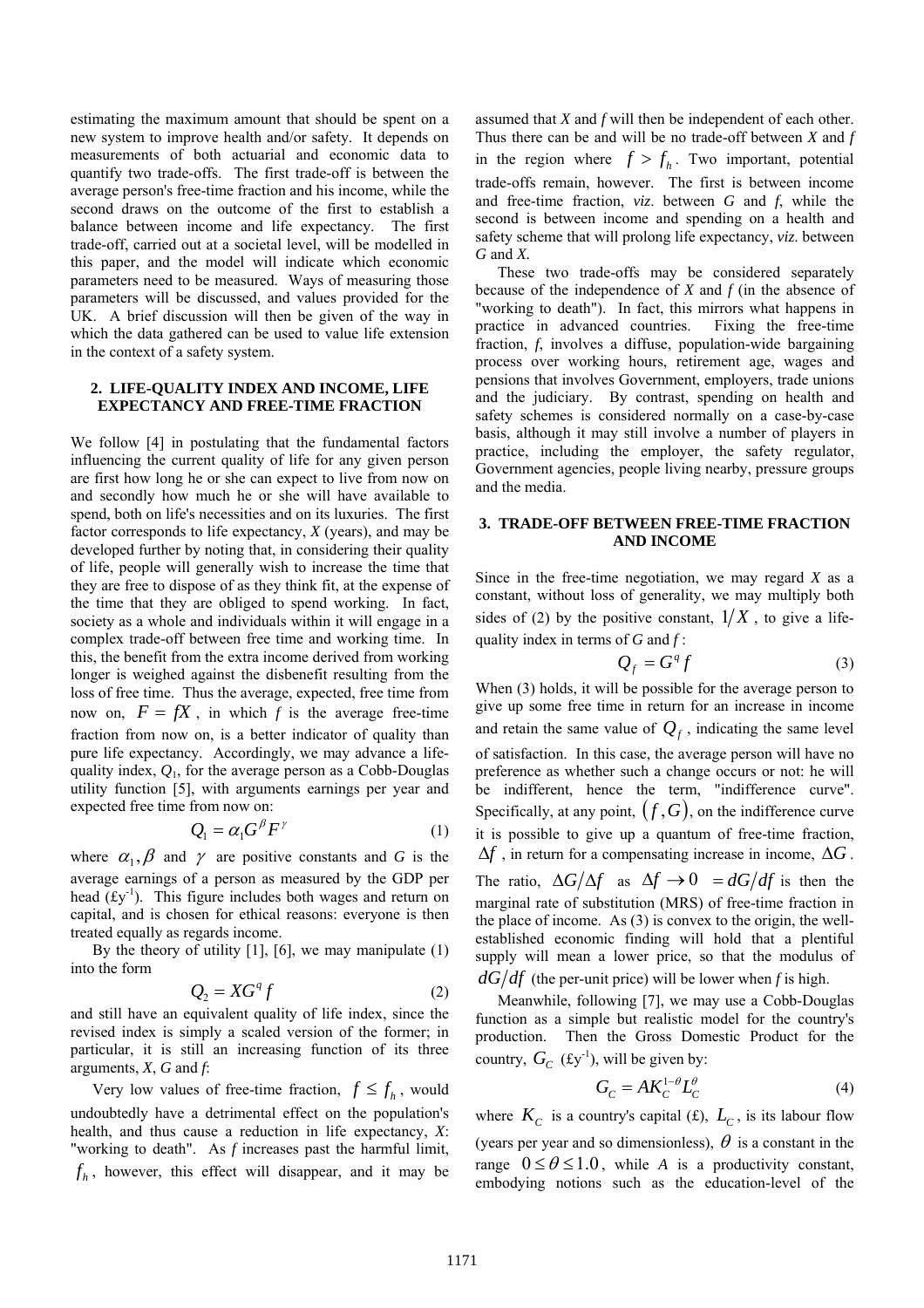estimating the maximum amount that should be spent on a new system to improve health and/or safety. It depends on measurements of both actuarial and economic data to quantify two trade-offs. The first trade-off is between the average person's free-time fraction and his income, while the second draws on the outcome of the first to establish a balance between income and life expectancy. The first trade-off, carried out at a societal level, will be modelled in this paper, and the model will indicate which economic parameters need to be measured. Ways of measuring those parameters will be discussed, and values provided for the UK. A brief discussion will then be given of the way in which the data gathered can be used to value life extension in the context of a safety system.

## 2. LIFE-QUALITY INDEX AND INCOME, LIFE EXPECTANCY AND FREE-TIME FRACTION

We follow [4] in postulating that the fundamental factors influencing the current quality of life for any given person are first how long he or she can expect to live from now on and secondly how much he or she will have available to spend, both on life's necessities and on its luxuries. The first factor corresponds to life expectancy, $X$ (years), and may be developed further by noting that, in considering their quality of life, people will generally wish to increase the time that they are free to dispose of as they think fit, at the expense of the time that they are obliged to spend working. In fact, society as a whole and individuals within it will engage in a complex trade-off between free time and working time. In this, the benefit from the extra income derived from working longer is weighed against the disbenefit resulting from the loss of free time. Thus the average, expected, free time from now on, $F = fX$, in which $f$ is the average free-time fraction from now on, is a better indicator of quality than pure life expectancy. Accordingly, we may advance a life-quality index, $Q_1$, for the average person as a Cobb-Douglas utility function [5], with arguments earnings per year and expected free time from now on:

$$Q_1 = \alpha_1 G^{\beta} F^{\gamma} \tag{1}$$

where $\alpha_1, \beta$ and $\gamma$ are positive constants and $G$ is the average earnings of a person as measured by the GDP per head (£$y^{-1}$). This figure includes both wages and return on capital, and is chosen for ethical reasons: everyone is then treated equally as regards income.

By the theory of utility [1], [6], we may manipulate (1) into the form

$$Q_2 = XG^q f \tag{2}$$

and still have an equivalent quality of life index, since the revised index is simply a scaled version of the former; in particular, it is still an increasing function of its three arguments, $X$, $G$ and $f$:

Very low values of free-time fraction, $f \le f_h$, would undoubtedly have a detrimental effect on the population's health, and thus cause a reduction in life expectancy, $X$: "working to death". As $f$ increases past the harmful limit, $f_h$, however, this effect will disappear, and it may be assumed that $X$ and $f$ will then be independent of each other. Thus there can be and will be no trade-off between $X$ and $f$ in the region where $f > f_h$. Two important, potential trade-offs remain, however. The first is between income and free-time fraction, *viz*. between $G$ and $f$, while the second is between income and spending on a health and safety scheme that will prolong life expectancy, *viz*. between $G$ and $X$.

These two trade-offs may be considered separately because of the independence of $X$ and $f$ (in the absence of "working to death"). In fact, this mirrors what happens in practice in advanced countries. Fixing the free-time fraction, $f$, involves a diffuse, population-wide bargaining process over working hours, retirement age, wages and pensions that involves Government, employers, trade unions and the judiciary. By contrast, spending on health and safety schemes is considered normally on a case-by-case basis, although it may still involve a number of players in practice, including the employer, the safety regulator, Government agencies, people living nearby, pressure groups and the media.

## 3. TRADE-OFF BETWEEN FREE-TIME FRACTION AND INCOME

Since in the free-time negotiation, we may regard $X$ as a constant, without loss of generality, we may multiply both sides of (2) by the positive constant, $1/X$, to give a life-quality index in terms of $G$ and $f$:

$$Q_f = G^q f \tag{3}$$

When (3) holds, it will be possible for the average person to give up some free time in return for an increase in income and retain the same value of $Q_f$, indicating the same level of satisfaction. In this case, the average person will have no preference as whether such a change occurs or not: he will be indifferent, hence the term, "indifference curve". Specifically, at any point, $(f, G)$, on the indifference curve it is possible to give up a quantum of free-time fraction, $\Delta f$, in return for a compensating increase in income, $\Delta G$. The ratio, $\Delta G/\Delta f$ as $\Delta f \to 0$ $= dG/df$ is then the marginal rate of substitution (MRS) of free-time fraction in the place of income. As (3) is convex to the origin, the well-established economic finding will hold that a plentiful supply will mean a lower price, so that the modulus of $dG/df$ (the per-unit price) will be lower when $f$ is high.

Meanwhile, following [7], we may use a Cobb-Douglas function as a simple but realistic model for the country's production. Then the Gross Domestic Product for the country, $G_C$ (£$y^{-1}$), will be given by:

$$G_C = AK_C^{1-\theta} L_C^{\theta} \tag{4}$$

where $K_C$ is a country's capital (£), $L_C$, is its labour flow (years per year and so dimensionless), $\theta$ is a constant in the range $0 \le \theta \le 1.0$, while $A$ is a productivity constant, embodying notions such as the education-level of the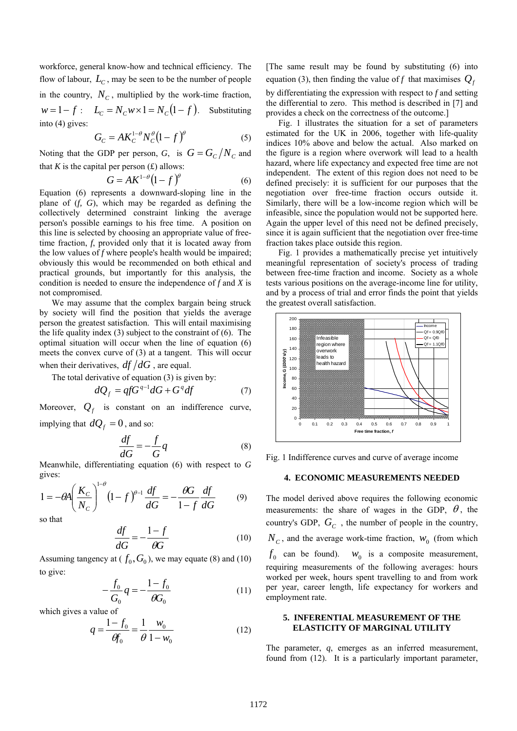workforce, general know-how and technical efficiency. The flow of labour, $L_C$, may be seen to be the number of people in the country, $N_C$, multiplied by the work-time fraction, $w = 1 - f$: $L_C = N_C w \times 1 = N_C(1-f)$. Substituting into (4) gives:

$$G_C = AK_C^{1-\theta} N_C^{\theta}(1-f)^{\theta} \tag{5}$$

Noting that the GDP per person, $G$, is $G = G_C / N_C$ and that $K$ is the capital per person (£) allows:

$$G = AK^{1-\theta}(1-f)^{\theta} \tag{6}$$

Equation (6) represents a downward-sloping line in the plane of ($f$, $G$), which may be regarded as defining the collectively determined constraint linking the average person's possible earnings to his free time. A position on this line is selected by choosing an appropriate value of free-time fraction, $f$, provided only that it is located away from the low values of $f$ where people's health would be impaired; obviously this would be recommended on both ethical and practical grounds, but importantly for this analysis, the condition is needed to ensure the independence of $f$ and $X$ is not compromised.

We may assume that the complex bargain being struck by society will find the position that yields the average person the greatest satisfaction. This will entail maximising the life quality index (3) subject to the constraint of (6). The optimal situation will occur when the line of equation (6) meets the convex curve of (3) at a tangent. This will occur when their derivatives, $df/dG$, are equal.

The total derivative of equation (3) is given by:

$$dQ_f = qfG^{q-1}dG + G^q df \tag{7}$$

Moreover, $Q_f$ is constant on an indifference curve, implying that $dQ_f = 0$, and so:

$$\frac{df}{dG} = -\frac{f}{G}q \tag{8}$$

Meanwhile, differentiating equation (6) with respect to $G$ gives:

$$1 = -\theta A\left(\frac{K_C}{N_C}\right)^{1-\theta}(1-f)^{\theta-1}\frac{df}{dG} = -\frac{\theta G}{1-f}\frac{df}{dG} \tag{9}$$

so that

$$\frac{df}{dG} = -\frac{1-f}{\theta G} \tag{10}$$

Assuming tangency at ($f_0, G_0$), we may equate (8) and (10) to give:

$$-\frac{f_0}{G_0}q = -\frac{1-f_0}{\theta G_0} \tag{11}$$

which gives a value of

$$q = \frac{1-f_0}{\theta f_0} = \frac{1}{\theta}\frac{w_0}{1-w_0} \tag{12}$$

[The same result may be found by substituting (6) into equation (3), then finding the value of $f$ that maximises $Q_f$ by differentiating the expression with respect to $f$ and setting the differential to zero. This method is described in [7] and provides a check on the correctness of the outcome.]

Fig. 1 illustrates the situation for a set of parameters estimated for the UK in 2006, together with life-quality indices 10% above and below the actual. Also marked on the figure is a region where overwork will lead to a health hazard, where life expectancy and expected free time are not independent. The extent of this region does not need to be defined precisely: it is sufficient for our purposes that the negotiation over free-time fraction occurs outside it. Similarly, there will be a low-income region which will be infeasible, since the population would not be supported here. Again the upper level of this need not be defined precisely, since it is again sufficient that the negotiation over free-time fraction takes place outside this region.

Fig. 1 provides a mathematically precise yet intuitively meaningful representation of society's process of trading between free-time fraction and income. Society as a whole tests various positions on the average-income line for utility, and by a process of trial and error finds the point that yields the greatest overall satisfaction.

Income, G (£000's/y)
200
180
160
140
120
100
80
60
40
20
0
0 0.1 0.2 0.3 0.4 0.5 0.6 0.7 0.8 0.9 1
Free time fraction, f
Infeasible region where overwork leads to health hazard
Income
Qf = 0.9Qf0
Qf = Qf0
Qf = 1.1Qf0

Fig. 1 Indifference curves and curve of average income

## 4. ECONOMIC MEASUREMENTS NEEDED

The model derived above requires the following economic measurements: the share of wages in the GDP, $\theta$, the country's GDP, $G_C$, the number of people in the country, $N_C$, and the average work-time fraction, $w_0$ (from which $f_0$ can be found). $w_0$ is a composite measurement, requiring measurements of the following averages: hours worked per week, hours spent travelling to and from work per year, career length, life expectancy for workers and employment rate.

## 5. INFERENTIAL MEASUREMENT OF THE ELASTICITY OF MARGINAL UTILITY

The parameter, $q$, emerges as an inferred measurement, found from (12). It is a particularly important parameter,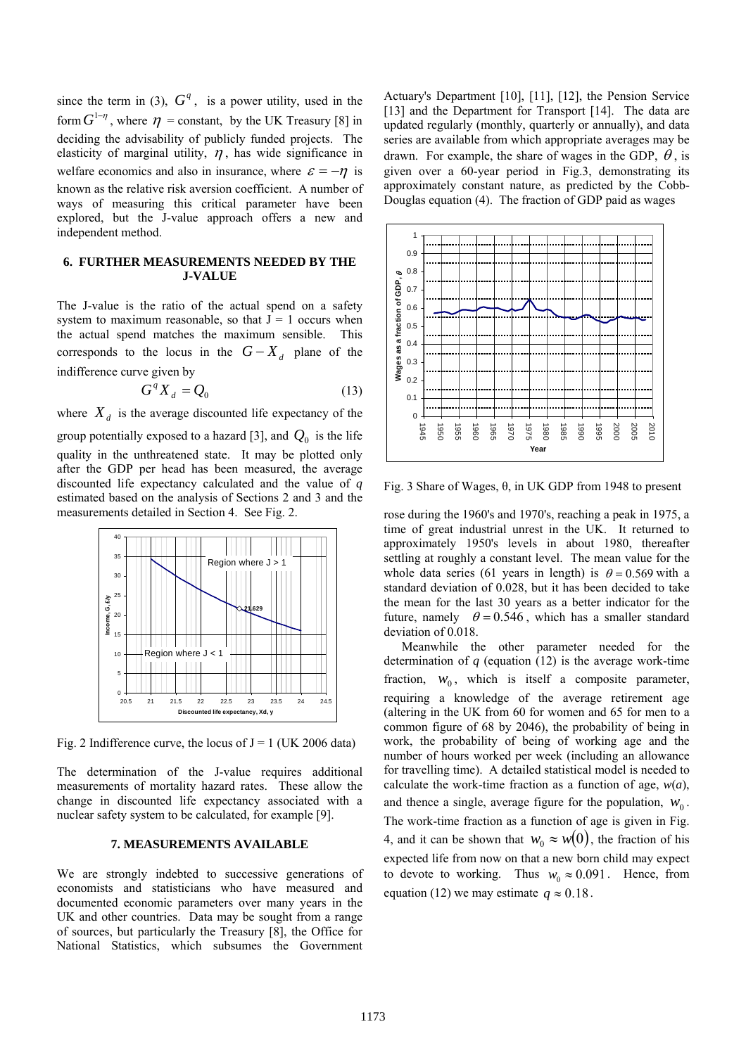since the term in (3), $G^q$, is a power utility, used in the form $G^{1-\eta}$, where $\eta$ = constant, by the UK Treasury [8] in deciding the advisability of publicly funded projects. The elasticity of marginal utility, $\eta$, has wide significance in welfare economics and also in insurance, where $\varepsilon = -\eta$ is known as the relative risk aversion coefficient. A number of ways of measuring this critical parameter have been explored, but the J-value approach offers a new and independent method.

## 6. FURTHER MEASUREMENTS NEEDED BY THE J-VALUE

The J-value is the ratio of the actual spend on a safety system to maximum reasonable, so that J = 1 occurs when the actual spend matches the maximum sensible. This corresponds to the locus in the $G - X_d$ plane of the indifference curve given by

$$G^q X_d = Q_0 \tag{13}$$

where $X_d$ is the average discounted life expectancy of the group potentially exposed to a hazard [3], and $Q_0$ is the life quality in the unthreatened state. It may be plotted only after the GDP per head has been measured, the average discounted life expectancy calculated and the value of *q* estimated based on the analysis of Sections 2 and 3 and the measurements detailed in Section 4. See Fig. 2.

40
35
30
25
20
15
10
5
0
Income, G, £/y
Region where J > 1
21,629
Region where J < 1
20.5 21 21.5 22 22.5 23 23.5 24 24.5
Discounted life expectancy, Xd, y

Fig. 2 Indifference curve, the locus of J = 1 (UK 2006 data)

The determination of the J-value requires additional measurements of mortality hazard rates. These allow the change in discounted life expectancy associated with a nuclear safety system to be calculated, for example [9].

## 7. MEASUREMENTS AVAILABLE

We are strongly indebted to successive generations of economists and statisticians who have measured and documented economic parameters over many years in the UK and other countries. Data may be sought from a range of sources, but particularly the Treasury [8], the Office for National Statistics, which subsumes the Government Actuary's Department [10], [11], [12], the Pension Service [13] and the Department for Transport [14]. The data are updated regularly (monthly, quarterly or annually), and data series are available from which appropriate averages may be drawn. For example, the share of wages in the GDP, $\theta$, is given over a 60-year period in Fig.3, demonstrating its approximately constant nature, as predicted by the Cobb-Douglas equation (4). The fraction of GDP paid as wages

1
0.9
0.8
0.7
0.6
0.5
0.4
0.3
0.2
0.1
0
Wages as a fraction of GDP, θ
1945 1950 1955 1960 1965 1970 1975 1980 1985 1990 1995 2000 2005 2010
Year

Fig. 3 Share of Wages, θ, in UK GDP from 1948 to present

rose during the 1960's and 1970's, reaching a peak in 1975, a time of great industrial unrest in the UK. It returned to approximately 1950's levels in about 1980, thereafter settling at roughly a constant level. The mean value for the whole data series (61 years in length) is $\theta = 0.569$ with a standard deviation of 0.028, but it has been decided to take the mean for the last 30 years as a better indicator for the future, namely $\theta = 0.546$, which has a smaller standard deviation of 0.018.

Meanwhile the other parameter needed for the determination of *q* (equation (12) is the average work-time fraction, $w_0$, which is itself a composite parameter, requiring a knowledge of the average retirement age (altering in the UK from 60 for women and 65 for men to a common figure of 68 by 2046), the probability of being in work, the probability of being of working age and the number of hours worked per week (including an allowance for travelling time). A detailed statistical model is needed to calculate the work-time fraction as a function of age, *w*(*a*), and thence a single, average figure for the population, $w_0$. The work-time fraction as a function of age is given in Fig. 4, and it can be shown that $w_0 \approx w(0)$, the fraction of his expected life from now on that a new born child may expect to devote to working. Thus $w_0 \approx 0.091$. Hence, from equation (12) we may estimate $q \approx 0.18$.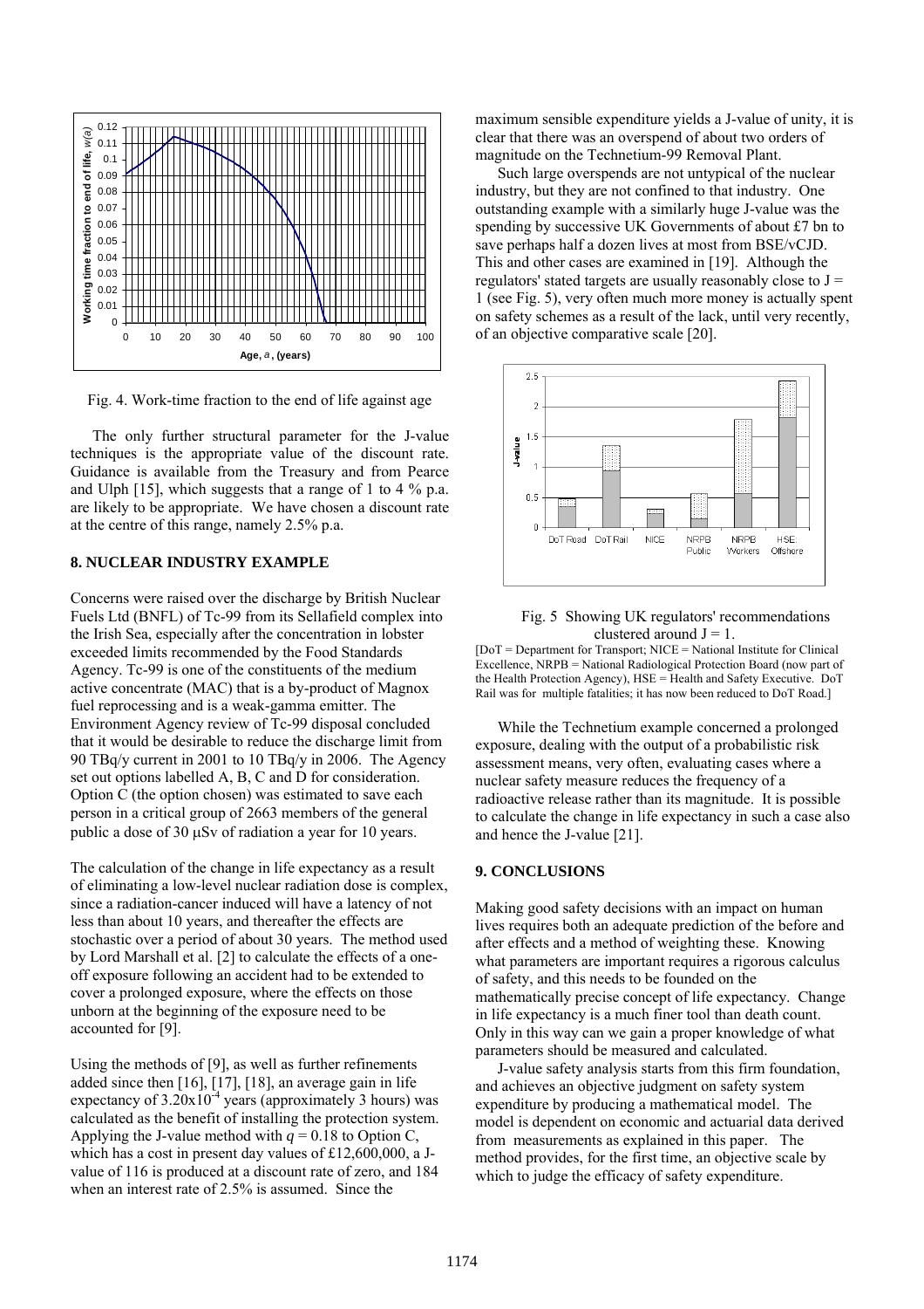Working time fraction to end of life, $w(a)$

0.12
0.11
0.1
0.09
0.08
0.07
0.06
0.05
0.04
0.03
0.02
0.01
0

0 10 20 30 40 50 60 70 80 90 100

Age, $a$, (years)

Fig. 4. Work-time fraction to the end of life against age

The only further structural parameter for the J-value techniques is the appropriate value of the discount rate. Guidance is available from the Treasury and from Pearce and Ulph [15], which suggests that a range of 1 to 4 % p.a. are likely to be appropriate. We have chosen a discount rate at the centre of this range, namely 2.5% p.a.

## 8. NUCLEAR INDUSTRY EXAMPLE

Concerns were raised over the discharge by British Nuclear Fuels Ltd (BNFL) of Tc-99 from its Sellafield complex into the Irish Sea, especially after the concentration in lobster exceeded limits recommended by the Food Standards Agency. Tc-99 is one of the constituents of the medium active concentrate (MAC) that is a by-product of Magnox fuel reprocessing and is a weak-gamma emitter. The Environment Agency review of Tc-99 disposal concluded that it would be desirable to reduce the discharge limit from 90 TBq/y current in 2001 to 10 TBq/y in 2006. The Agency set out options labelled A, B, C and D for consideration. Option C (the option chosen) was estimated to save each person in a critical group of 2663 members of the general public a dose of 30 μSv of radiation a year for 10 years.

The calculation of the change in life expectancy as a result of eliminating a low-level nuclear radiation dose is complex, since a radiation-cancer induced will have a latency of not less than about 10 years, and thereafter the effects are stochastic over a period of about 30 years. The method used by Lord Marshall et al. [2] to calculate the effects of a one-off exposure following an accident had to be extended to cover a prolonged exposure, where the effects on those unborn at the beginning of the exposure need to be accounted for [9].

Using the methods of [9], as well as further refinements added since then [16], [17], [18], an average gain in life expectancy of $3.20 \times 10^{-4}$ years (approximately 3 hours) was calculated as the benefit of installing the protection system. Applying the J-value method with $q = 0.18$ to Option C, which has a cost in present day values of £12,600,000, a J-value of 116 is produced at a discount rate of zero, and 184 when an interest rate of 2.5% is assumed. Since the maximum sensible expenditure yields a J-value of unity, it is clear that there was an overspend of about two orders of magnitude on the Technetium-99 Removal Plant.

Such large overspends are not untypical of the nuclear industry, but they are not confined to that industry. One outstanding example with a similarly huge J-value was the spending by successive UK Governments of about £7 bn to save perhaps half a dozen lives at most from BSE/vCJD. This and other cases are examined in [19]. Although the regulators' stated targets are usually reasonably close to $J = 1$ (see Fig. 5), very often much more money is actually spent on safety schemes as a result of the lack, until very recently, of an objective comparative scale [20].

J-value

2.5
2
1.5
1
0.5
0

DoT Road DoT Rail NICE NRPB Public NRPB Workers HSE: Offshore

Fig. 5 Showing UK regulators' recommendations clustered around $J = 1$.

[DoT = Department for Transport; NICE = National Institute for Clinical Excellence, NRPB = National Radiological Protection Board (now part of the Health Protection Agency), HSE = Health and Safety Executive. DoT Rail was for multiple fatalities; it has now been reduced to DoT Road.]

While the Technetium example concerned a prolonged exposure, dealing with the output of a probabilistic risk assessment means, very often, evaluating cases where a nuclear safety measure reduces the frequency of a radioactive release rather than its magnitude. It is possible to calculate the change in life expectancy in such a case also and hence the J-value [21].

## 9. CONCLUSIONS

Making good safety decisions with an impact on human lives requires both an adequate prediction of the before and after effects and a method of weighting these. Knowing what parameters are important requires a rigorous calculus of safety, and this needs to be founded on the mathematically precise concept of life expectancy. Change in life expectancy is a much finer tool than death count. Only in this way can we gain a proper knowledge of what parameters should be measured and calculated.

J-value safety analysis starts from this firm foundation, and achieves an objective judgment on safety system expenditure by producing a mathematical model. The model is dependent on economic and actuarial data derived from measurements as explained in this paper. The method provides, for the first time, an objective scale by which to judge the efficacy of safety expenditure.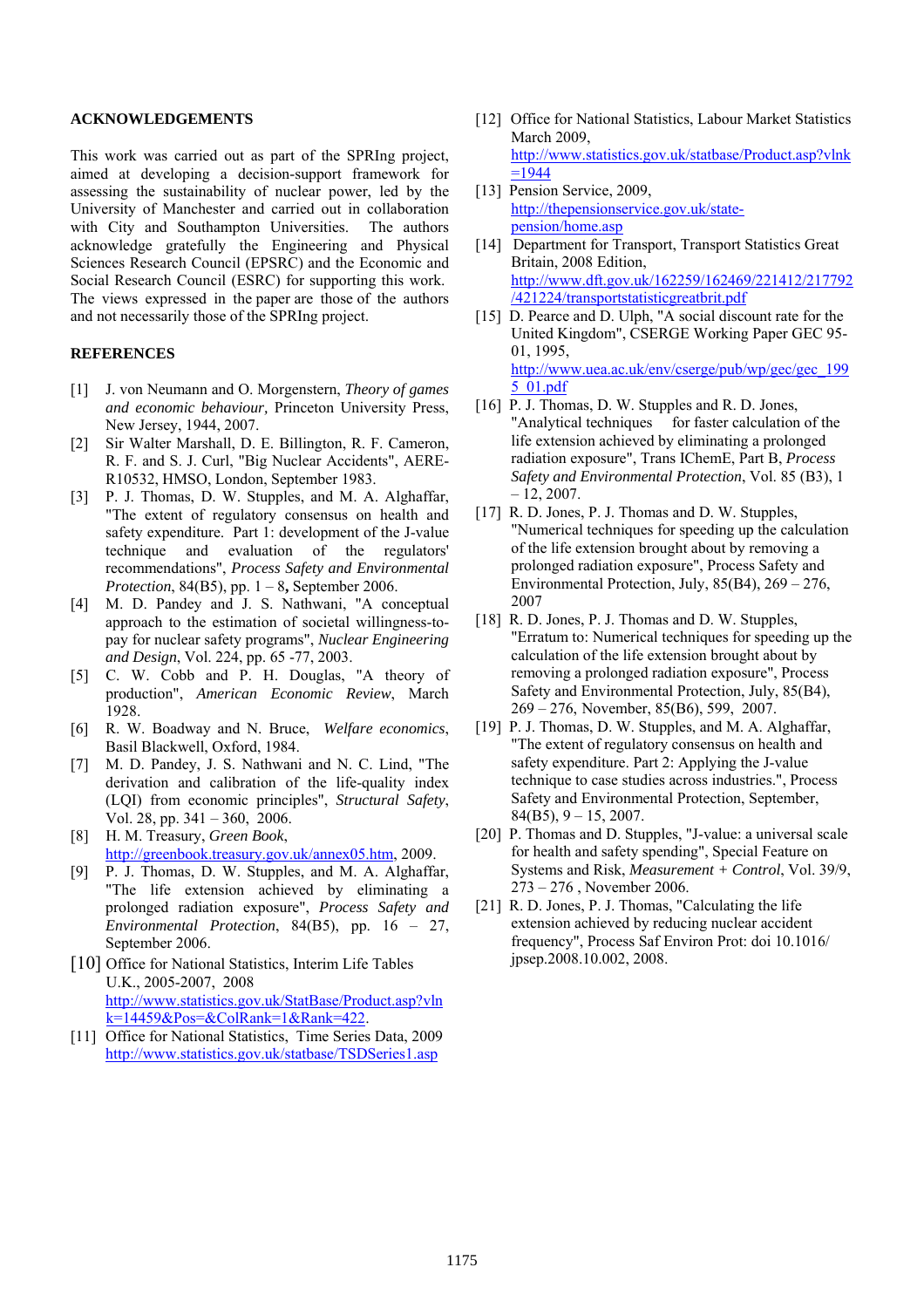## ACKNOWLEDGEMENTS

This work was carried out as part of the SPRIng project, aimed at developing a decision-support framework for assessing the sustainability of nuclear power, led by the University of Manchester and carried out in collaboration with City and Southampton Universities. The authors acknowledge gratefully the Engineering and Physical Sciences Research Council (EPSRC) and the Economic and Social Research Council (ESRC) for supporting this work. The views expressed in the paper are those of the authors and not necessarily those of the SPRIng project.

## REFERENCES

[1] J. von Neumann and O. Morgenstern, *Theory of games and economic behaviour,* Princeton University Press, New Jersey, 1944, 2007.

[2] Sir Walter Marshall, D. E. Billington, R. F. Cameron, R. F. and S. J. Curl, "Big Nuclear Accidents", AERE-R10532, HMSO, London, September 1983.

[3] P. J. Thomas, D. W. Stupples, and M. A. Alghaffar, "The extent of regulatory consensus on health and safety expenditure. Part 1: development of the J-value technique and evaluation of the regulators' recommendations", *Process Safety and Environmental Protection*, 84(B5), pp. 1 – 8**,** September 2006.

[4] M. D. Pandey and J. S. Nathwani, "A conceptual approach to the estimation of societal willingness-to-pay for nuclear safety programs", *Nuclear Engineering and Design*, Vol. 224, pp. 65 -77, 2003.

[5] C. W. Cobb and P. H. Douglas, "A theory of production", *American Economic Review*, March 1928.

[6] R. W. Boadway and N. Bruce, *Welfare economics*, Basil Blackwell, Oxford, 1984.

[7] M. D. Pandey, J. S. Nathwani and N. C. Lind, "The derivation and calibration of the life-quality index (LQI) from economic principles", *Structural Safety*, Vol. 28, pp. 341 – 360, 2006.

[8] H. M. Treasury, *Green Book*, http://greenbook.treasury.gov.uk/annex05.htm, 2009.

[9] P. J. Thomas, D. W. Stupples, and M. A. Alghaffar, "The life extension achieved by eliminating a prolonged radiation exposure", *Process Safety and Environmental Protection*, 84(B5), pp. 16 – 27, September 2006.

[10] Office for National Statistics, Interim Life Tables U.K., 2005-2007, 2008 http://www.statistics.gov.uk/StatBase/Product.asp?vlnk=14459&Pos=&ColRank=1&Rank=422.

[11] Office for National Statistics, Time Series Data, 2009 http://www.statistics.gov.uk/statbase/TSDSeries1.asp

[12] Office for National Statistics, Labour Market Statistics March 2009, http://www.statistics.gov.uk/statbase/Product.asp?vlnk=1944

[13] Pension Service, 2009, http://thepensionservice.gov.uk/state-pension/home.asp

[14] Department for Transport, Transport Statistics Great Britain, 2008 Edition, http://www.dft.gov.uk/162259/162469/221412/217792/421224/transportstatisticgreatbrit.pdf

[15] D. Pearce and D. Ulph, "A social discount rate for the United Kingdom", CSERGE Working Paper GEC 95-01, 1995, http://www.uea.ac.uk/env/cserge/pub/wp/gec/gec_1995_01.pdf

[16] P. J. Thomas, D. W. Stupples and R. D. Jones, "Analytical techniques for faster calculation of the life extension achieved by eliminating a prolonged radiation exposure", Trans IChemE, Part B, *Process Safety and Environmental Protection*, Vol. 85 (B3), 1 – 12, 2007.

[17] R. D. Jones, P. J. Thomas and D. W. Stupples, "Numerical techniques for speeding up the calculation of the life extension brought about by removing a prolonged radiation exposure", Process Safety and Environmental Protection, July, 85(B4), 269 – 276, 2007

[18] R. D. Jones, P. J. Thomas and D. W. Stupples, "Erratum to: Numerical techniques for speeding up the calculation of the life extension brought about by removing a prolonged radiation exposure", Process Safety and Environmental Protection, July, 85(B4), 269 – 276, November, 85(B6), 599, 2007.

[19] P. J. Thomas, D. W. Stupples, and M. A. Alghaffar, "The extent of regulatory consensus on health and safety expenditure. Part 2: Applying the J-value technique to case studies across industries.", Process Safety and Environmental Protection, September, 84(B5), 9 – 15, 2007.

[20] P. J. Thomas and D. Stupples, "J-value: a universal scale for health and safety spending", Special Feature on Systems and Risk, *Measurement + Control*, Vol. 39/9, 273 – 276 , November 2006.

[21] R. D. Jones, P. J. Thomas, "Calculating the life extension achieved by reducing nuclear accident frequency", Process Saf Environ Prot: doi 10.1016/jpsep.2008.10.002, 2008.